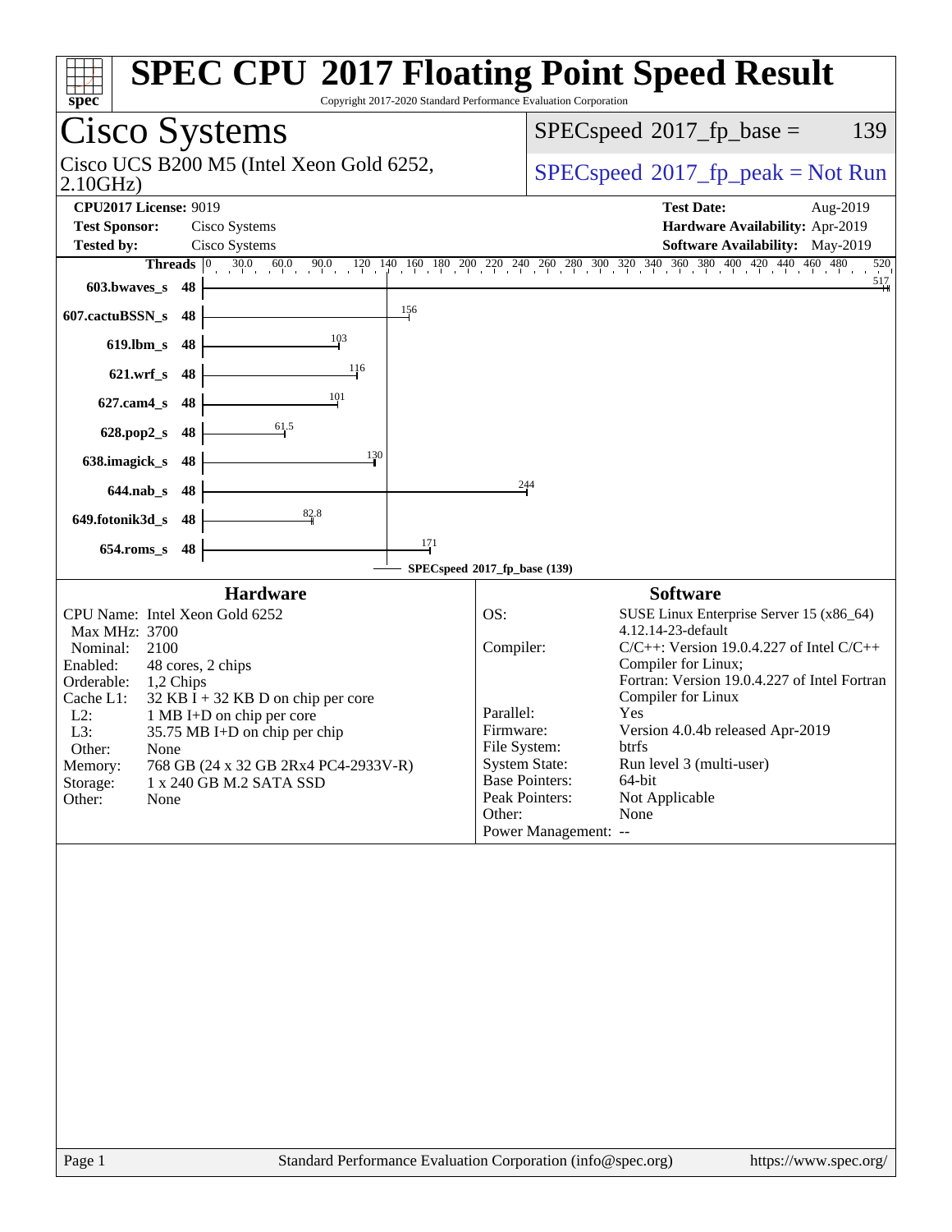# SPEC CPU 2017 Floating Point Speed Result

Copyright 2017-2020 Standard Performance Evaluation Corporation

## Cisco Systems

Cisco UCS B200 M5 (Intel Xeon Gold 6252, 2.10GHz)

SPECspeed 2017_fp_base = 139

SPECspeed 2017_fp_peak = Not Run

**CPU2017 License:** 9019
**Test Sponsor:** Cisco Systems
**Tested by:** Cisco Systems

**Test Date:** Aug-2019
**Hardware Availability:** Apr-2019
**Software Availability:** May-2019

| Benchmark | Threads | Base Ratio |
|---|---|---|
| 603.bwaves_s | 48 | 517 |
| 607.cactuBSSN_s | 48 | 156 |
| 619.lbm_s | 48 | 103 |
| 621.wrf_s | 48 | 116 |
| 627.cam4_s | 48 | 101 |
| 628.pop2_s | 48 | 61.5 |
| 638.imagick_s | 48 | 130 |
| 644.nab_s | 48 | 244 |
| 649.fotonik3d_s | 48 | 82.8 |
| 654.roms_s | 48 | 171 |

SPECspeed 2017_fp_base (139)

### Hardware

| | |
|---|---|
| CPU Name: | Intel Xeon Gold 6252 |
| Max MHz: | 3700 |
| Nominal: | 2100 |
| Enabled: | 48 cores, 2 chips |
| Orderable: | 1,2 Chips |
| Cache L1: | 32 KB I + 32 KB D on chip per core |
| L2: | 1 MB I+D on chip per core |
| L3: | 35.75 MB I+D on chip per chip |
| Other: | None |
| Memory: | 768 GB (24 x 32 GB 2Rx4 PC4-2933V-R) |
| Storage: | 1 x 240 GB M.2 SATA SSD |
| Other: | None |

### Software

| | |
|---|---|
| OS: | SUSE Linux Enterprise Server 15 (x86_64) 4.12.14-23-default |
| Compiler: | C/C++: Version 19.0.4.227 of Intel C/C++ Compiler for Linux; Fortran: Version 19.0.4.227 of Intel Fortran Compiler for Linux |
| Parallel: | Yes |
| Firmware: | Version 4.0.4b released Apr-2019 |
| File System: | btrfs |
| System State: | Run level 3 (multi-user) |
| Base Pointers: | 64-bit |
| Peak Pointers: | Not Applicable |
| Other: | None |
| Power Management: | -- |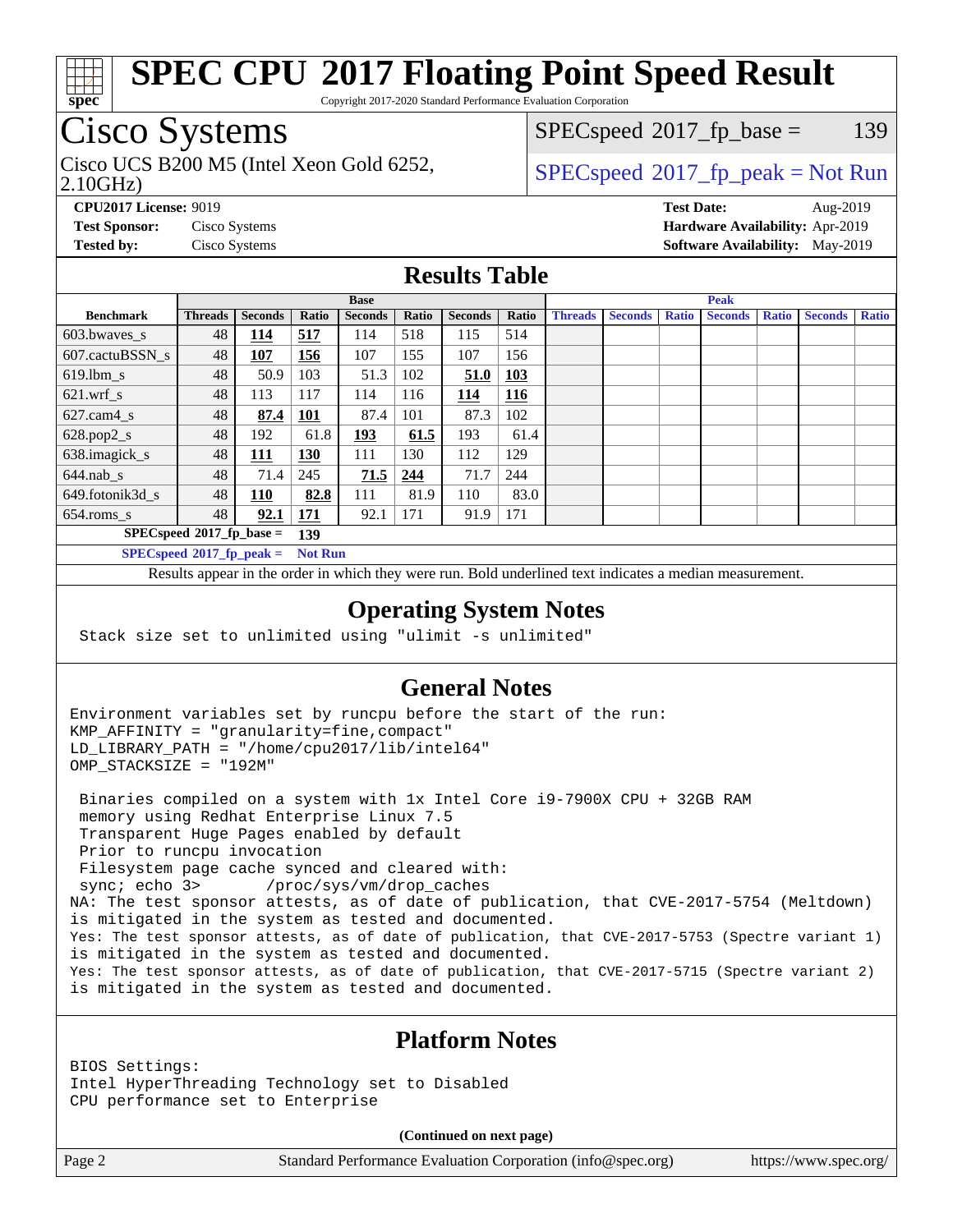# SPEC CPU 2017 Floating Point Speed Result

Copyright 2017-2020 Standard Performance Evaluation Corporation

## Cisco Systems

Cisco UCS B200 M5 (Intel Xeon Gold 6252, 2.10GHz)

SPECspeed 2017_fp_base = 139

SPECspeed 2017_fp_peak = Not Run

**CPU2017 License:** 9019
**Test Sponsor:** Cisco Systems
**Tested by:** Cisco Systems

**Test Date:** Aug-2019
**Hardware Availability:** Apr-2019
**Software Availability:** May-2019

## Results Table

| Benchmark | Base | | | | | | | Peak | | | | | | |
|---|---|---|---|---|---|---|---|---|---|---|---|---|---|---|
| | Threads | Seconds | Ratio | Seconds | Ratio | Seconds | Ratio | Threads | Seconds | Ratio | Seconds | Ratio | Seconds | Ratio |
| 603.bwaves_s | 48 | **114** | **517** | 114 | 518 | 115 | 514 | | | | | | | |
| 607.cactuBSSN_s | 48 | **107** | **156** | 107 | 155 | 107 | 156 | | | | | | | |
| 619.lbm_s | 48 | 50.9 | 103 | 51.3 | 102 | **51.0** | **103** | | | | | | | |
| 621.wrf_s | 48 | 113 | 117 | 114 | 116 | **114** | **116** | | | | | | | |
| 627.cam4_s | 48 | **87.4** | **101** | 87.4 | 101 | 87.3 | 102 | | | | | | | |
| 628.pop2_s | 48 | 192 | 61.8 | **193** | **61.5** | 193 | 61.4 | | | | | | | |
| 638.imagick_s | 48 | **111** | **130** | 111 | 130 | 112 | 129 | | | | | | | |
| 644.nab_s | 48 | 71.4 | 245 | **71.5** | **244** | 71.7 | 244 | | | | | | | |
| 649.fotonik3d_s | 48 | **110** | **82.8** | 111 | 81.9 | 110 | 83.0 | | | | | | | |
| 654.roms_s | 48 | **92.1** | **171** | 92.1 | 171 | 91.9 | 171 | | | | | | | |

**SPECspeed 2017_fp_base = 139**

**SPECspeed 2017_fp_peak = Not Run**

Results appear in the order in which they were run. Bold underlined text indicates a median measurement.

## Operating System Notes

```
Stack size set to unlimited using "ulimit -s unlimited"
```

## General Notes

```
Environment variables set by runcpu before the start of the run:
KMP_AFFINITY = "granularity=fine,compact"
LD_LIBRARY_PATH = "/home/cpu2017/lib/intel64"
OMP_STACKSIZE = "192M"

 Binaries compiled on a system with 1x Intel Core i9-7900X CPU + 32GB RAM
 memory using Redhat Enterprise Linux 7.5
 Transparent Huge Pages enabled by default
 Prior to runcpu invocation
 Filesystem page cache synced and cleared with:
 sync; echo 3>       /proc/sys/vm/drop_caches
NA: The test sponsor attests, as of date of publication, that CVE-2017-5754 (Meltdown)
is mitigated in the system as tested and documented.
Yes: The test sponsor attests, as of date of publication, that CVE-2017-5753 (Spectre variant 1)
is mitigated in the system as tested and documented.
Yes: The test sponsor attests, as of date of publication, that CVE-2017-5715 (Spectre variant 2)
is mitigated in the system as tested and documented.
```

## Platform Notes

```
BIOS Settings:
Intel HyperThreading Technology set to Disabled
CPU performance set to Enterprise
```

**(Continued on next page)**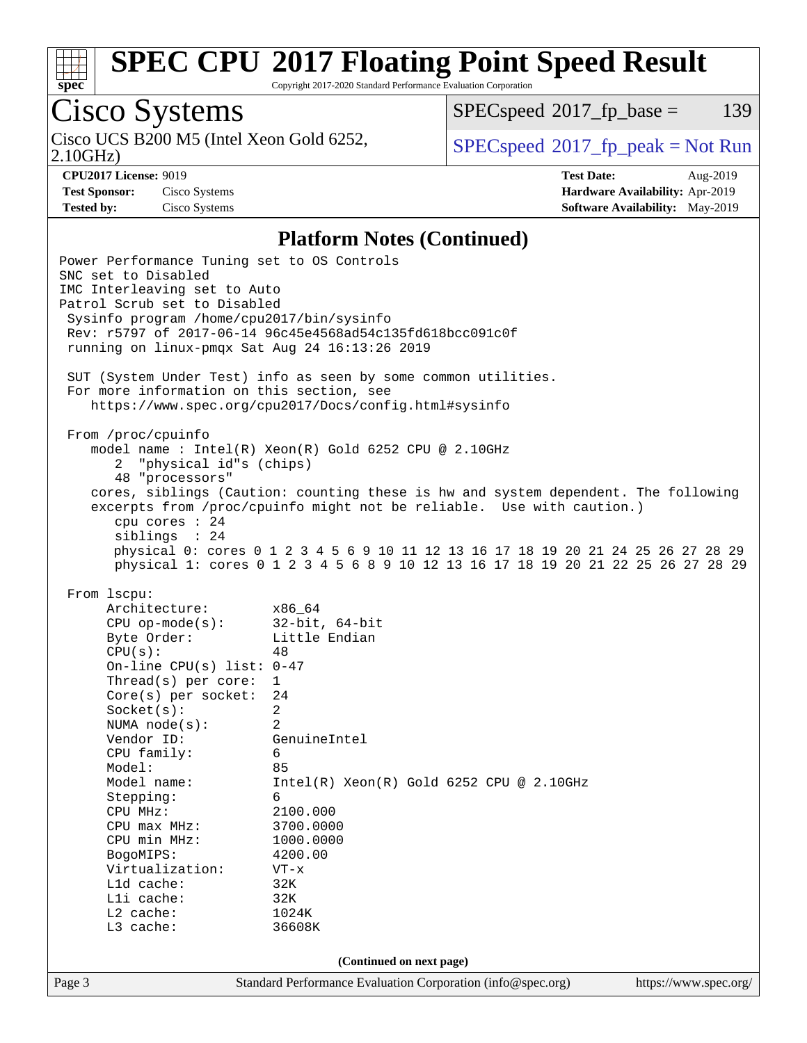# SPEC CPU 2017 Floating Point Speed Result

Copyright 2017-2020 Standard Performance Evaluation Corporation

## Cisco Systems

Cisco UCS B200 M5 (Intel Xeon Gold 6252, 2.10GHz)

SPECspeed 2017_fp_base = 139

SPECspeed 2017_fp_peak = Not Run

**CPU2017 License:** 9019
**Test Sponsor:** Cisco Systems
**Tested by:** Cisco Systems

**Test Date:** Aug-2019
**Hardware Availability:** Apr-2019
**Software Availability:** May-2019

### Platform Notes (Continued)

```
Power Performance Tuning set to OS Controls
SNC set to Disabled
IMC Interleaving set to Auto
Patrol Scrub set to Disabled
 Sysinfo program /home/cpu2017/bin/sysinfo
 Rev: r5797 of 2017-06-14 96c45e4568ad54c135fd618bcc091c0f
 running on linux-pmqx Sat Aug 24 16:13:26 2019

 SUT (System Under Test) info as seen by some common utilities.
 For more information on this section, see
    https://www.spec.org/cpu2017/Docs/config.html#sysinfo

 From /proc/cpuinfo
    model name : Intel(R) Xeon(R) Gold 6252 CPU @ 2.10GHz
       2  "physical id"s (chips)
       48 "processors"
    cores, siblings (Caution: counting these is hw and system dependent. The following
    excerpts from /proc/cpuinfo might not be reliable.  Use with caution.)
       cpu cores : 24
       siblings  : 24
       physical 0: cores 0 1 2 3 4 5 6 9 10 11 12 13 16 17 18 19 20 21 24 25 26 27 28 29
       physical 1: cores 0 1 2 3 4 5 6 8 9 10 12 13 16 17 18 19 20 21 22 25 26 27 28 29

 From lscpu:
      Architecture:        x86_64
      CPU op-mode(s):      32-bit, 64-bit
      Byte Order:          Little Endian
      CPU(s):              48
      On-line CPU(s) list: 0-47
      Thread(s) per core:  1
      Core(s) per socket:  24
      Socket(s):           2
      NUMA node(s):        2
      Vendor ID:           GenuineIntel
      CPU family:          6
      Model:               85
      Model name:          Intel(R) Xeon(R) Gold 6252 CPU @ 2.10GHz
      Stepping:            6
      CPU MHz:             2100.000
      CPU max MHz:         3700.0000
      CPU min MHz:         1000.0000
      BogoMIPS:            4200.00
      Virtualization:      VT-x
      L1d cache:           32K
      L1i cache:           32K
      L2 cache:            1024K
      L3 cache:            36608K
```

(Continued on next page)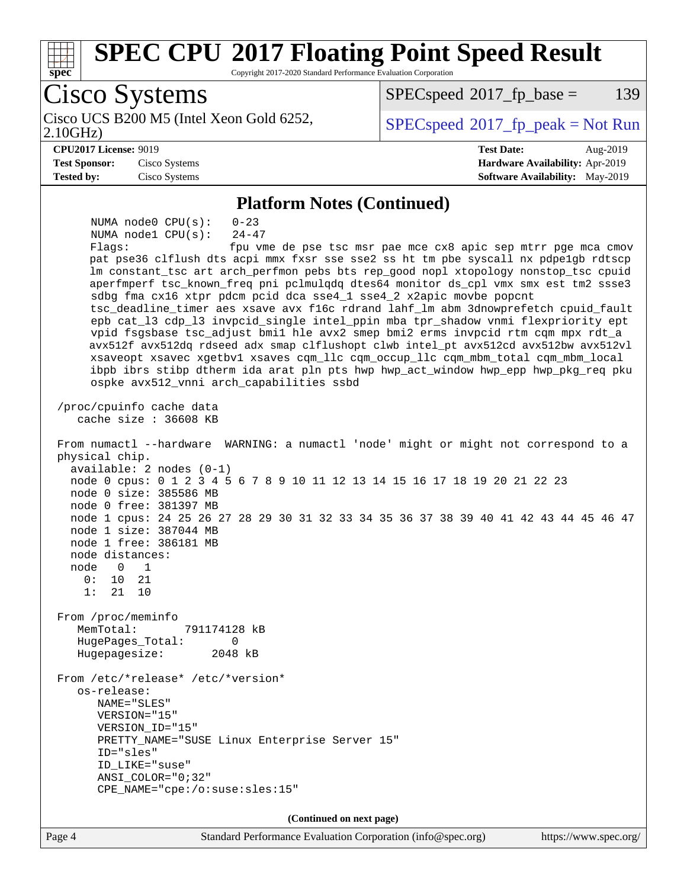## Platform Notes (Continued)

```
      NUMA node0 CPU(s):   0-23
      NUMA node1 CPU(s):   24-47
      Flags:               fpu vme de pse tsc msr pae mce cx8 apic sep mtrr pge mca cmov
      pat pse36 clflush dts acpi mmx fxsr sse sse2 ss ht tm pbe syscall nx pdpe1gb rdtscp
      lm constant_tsc art arch_perfmon pebs bts rep_good nopl xtopology nonstop_tsc cpuid
      aperfmperf tsc_known_freq pni pclmulqdq dtes64 monitor ds_cpl vmx smx est tm2 ssse3
      sdbg fma cx16 xtpr pdcm pcid dca sse4_1 sse4_2 x2apic movbe popcnt
      tsc_deadline_timer aes xsave avx f16c rdrand lahf_lm abm 3dnowprefetch cpuid_fault
      epb cat_l3 cdp_l3 invpcid_single intel_ppin mba tpr_shadow vnmi flexpriority ept
      vpid fsgsbase tsc_adjust bmi1 hle avx2 smep bmi2 erms invpcid rtm cqm mpx rdt_a
      avx512f avx512dq rdseed adx smap clflushopt clwb intel_pt avx512cd avx512bw avx512vl
      xsaveopt xsavec xgetbv1 xsaves cqm_llc cqm_occup_llc cqm_mbm_total cqm_mbm_local
      ibpb ibrs stibp dtherm ida arat pln pts hwp hwp_act_window hwp_epp hwp_pkg_req pku
      ospke avx512_vnni arch_capabilities ssbd

 /proc/cpuinfo cache data
    cache size : 36608 KB

 From numactl --hardware  WARNING: a numactl 'node' might or might not correspond to a
 physical chip.
   available: 2 nodes (0-1)
   node 0 cpus: 0 1 2 3 4 5 6 7 8 9 10 11 12 13 14 15 16 17 18 19 20 21 22 23
   node 0 size: 385586 MB
   node 0 free: 381397 MB
   node 1 cpus: 24 25 26 27 28 29 30 31 32 33 34 35 36 37 38 39 40 41 42 43 44 45 46 47
   node 1 size: 387044 MB
   node 1 free: 386181 MB
   node distances:
   node   0   1
     0:  10  21
     1:  21  10

 From /proc/meminfo
    MemTotal:       791174128 kB
    HugePages_Total:       0
    Hugepagesize:       2048 kB

 From /etc/*release* /etc/*version*
    os-release:
       NAME="SLES"
       VERSION="15"
       VERSION_ID="15"
       PRETTY_NAME="SUSE Linux Enterprise Server 15"
       ID="sles"
       ID_LIKE="suse"
       ANSI_COLOR="0;32"
       CPE_NAME="cpe:/o:suse:sles:15"
```

**(Continued on next page)**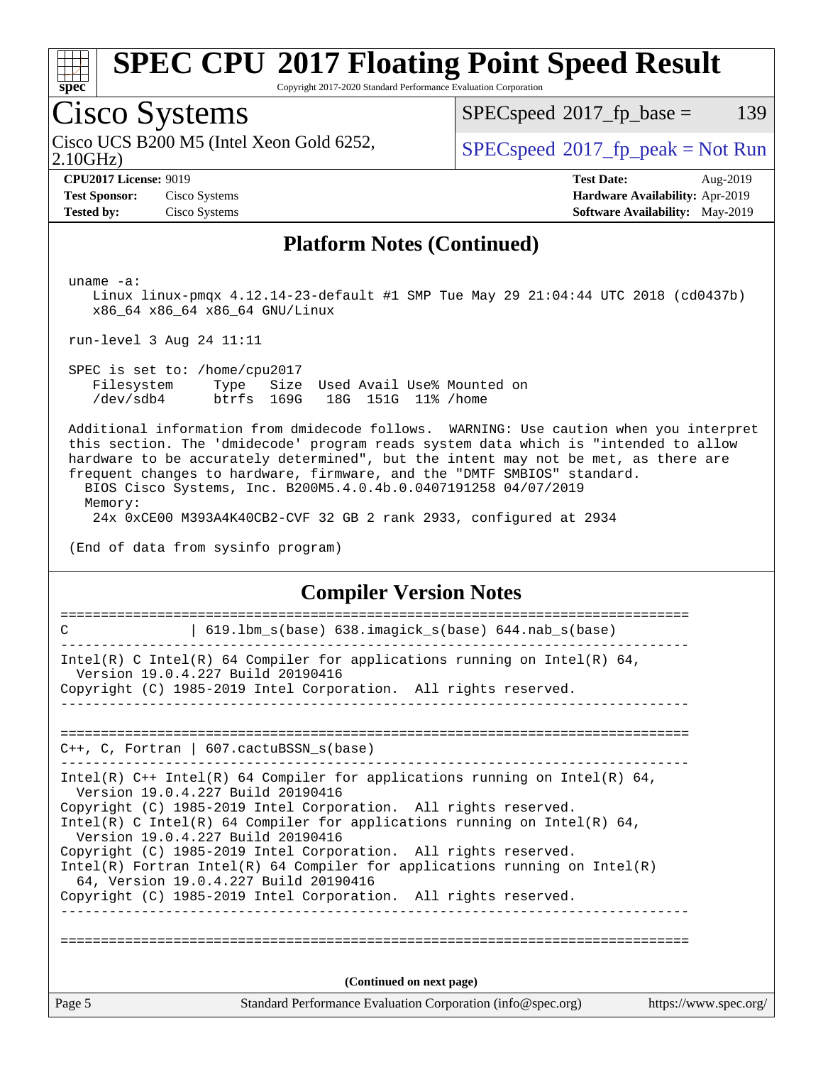## Platform Notes (Continued)

```
uname -a:
   Linux linux-pmqx 4.12.14-23-default #1 SMP Tue May 29 21:04:44 UTC 2018 (cd0437b)
   x86_64 x86_64 x86_64 GNU/Linux

run-level 3 Aug 24 11:11

SPEC is set to: /home/cpu2017
   Filesystem     Type   Size  Used Avail Use% Mounted on
   /dev/sdb4      btrfs  169G   18G  151G  11% /home

Additional information from dmidecode follows.  WARNING: Use caution when you interpret
this section. The 'dmidecode' program reads system data which is "intended to allow
hardware to be accurately determined", but the intent may not be met, as there are
frequent changes to hardware, firmware, and the "DMTF SMBIOS" standard.
  BIOS Cisco Systems, Inc. B200M5.4.0.4b.0.0407191258 04/07/2019
  Memory:
   24x 0xCE00 M393A4K40CB2-CVF 32 GB 2 rank 2933, configured at 2934

(End of data from sysinfo program)
```

## Compiler Version Notes

```
==============================================================================
C               | 619.lbm_s(base) 638.imagick_s(base) 644.nab_s(base)
------------------------------------------------------------------------------
Intel(R) C Intel(R) 64 Compiler for applications running on Intel(R) 64,
  Version 19.0.4.227 Build 20190416
Copyright (C) 1985-2019 Intel Corporation.  All rights reserved.
------------------------------------------------------------------------------

==============================================================================
C++, C, Fortran | 607.cactuBSSN_s(base)
------------------------------------------------------------------------------
Intel(R) C++ Intel(R) 64 Compiler for applications running on Intel(R) 64,
  Version 19.0.4.227 Build 20190416
Copyright (C) 1985-2019 Intel Corporation.  All rights reserved.
Intel(R) C Intel(R) 64 Compiler for applications running on Intel(R) 64,
  Version 19.0.4.227 Build 20190416
Copyright (C) 1985-2019 Intel Corporation.  All rights reserved.
Intel(R) Fortran Intel(R) 64 Compiler for applications running on Intel(R)
  64, Version 19.0.4.227 Build 20190416
Copyright (C) 1985-2019 Intel Corporation.  All rights reserved.
------------------------------------------------------------------------------

==============================================================================
```

(Continued on next page)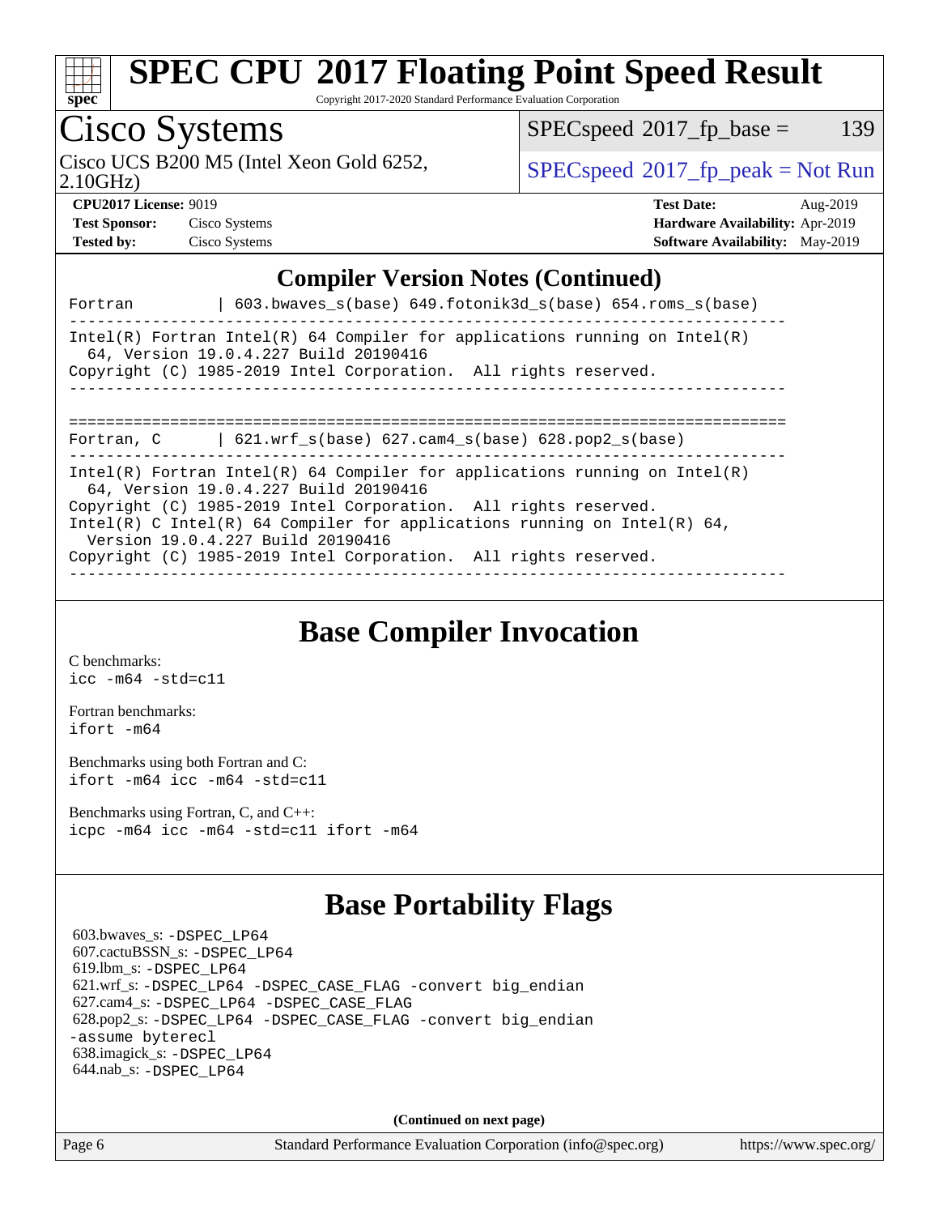## Compiler Version Notes (Continued)

```
Fortran         | 603.bwaves_s(base) 649.fotonik3d_s(base) 654.roms_s(base)
------------------------------------------------------------------------------
Intel(R) Fortran Intel(R) 64 Compiler for applications running on Intel(R)
  64, Version 19.0.4.227 Build 20190416
Copyright (C) 1985-2019 Intel Corporation.  All rights reserved.
------------------------------------------------------------------------------


==============================================================================
Fortran, C      | 621.wrf_s(base) 627.cam4_s(base) 628.pop2_s(base)
------------------------------------------------------------------------------
Intel(R) Fortran Intel(R) 64 Compiler for applications running on Intel(R)
  64, Version 19.0.4.227 Build 20190416
Copyright (C) 1985-2019 Intel Corporation.  All rights reserved.
Intel(R) C Intel(R) 64 Compiler for applications running on Intel(R) 64,
  Version 19.0.4.227 Build 20190416
Copyright (C) 1985-2019 Intel Corporation.  All rights reserved.
------------------------------------------------------------------------------
```

## Base Compiler Invocation

C benchmarks:
`icc -m64 -std=c11`

Fortran benchmarks:
`ifort -m64`

Benchmarks using both Fortran and C:
`ifort -m64 icc -m64 -std=c11`

Benchmarks using Fortran, C, and C++:
`icpc -m64 icc -m64 -std=c11 ifort -m64`

## Base Portability Flags

603.bwaves_s: `-DSPEC_LP64`
607.cactuBSSN_s: `-DSPEC_LP64`
619.lbm_s: `-DSPEC_LP64`
621.wrf_s: `-DSPEC_LP64 -DSPEC_CASE_FLAG -convert big_endian`
627.cam4_s: `-DSPEC_LP64 -DSPEC_CASE_FLAG`
628.pop2_s: `-DSPEC_LP64 -DSPEC_CASE_FLAG -convert big_endian -assume byterecl`
638.imagick_s: `-DSPEC_LP64`
644.nab_s: `-DSPEC_LP64`

**(Continued on next page)**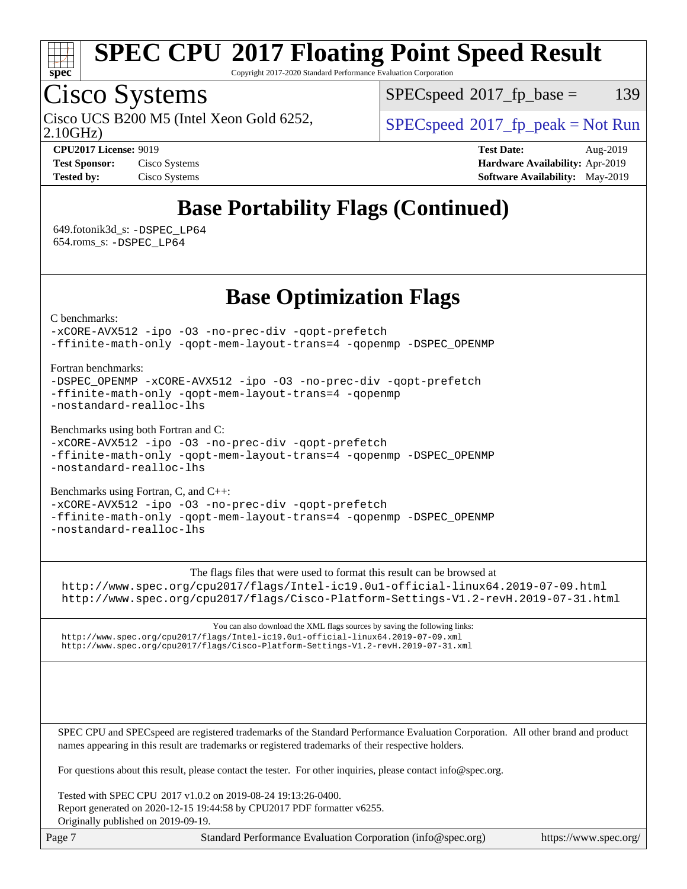# Base Portability Flags (Continued)

649.fotonik3d_s: -DSPEC_LP64
654.roms_s: -DSPEC_LP64

# Base Optimization Flags

C benchmarks:
-xCORE-AVX512 -ipo -O3 -no-prec-div -qopt-prefetch
-ffinite-math-only -qopt-mem-layout-trans=4 -qopenmp -DSPEC_OPENMP

Fortran benchmarks:
-DSPEC_OPENMP -xCORE-AVX512 -ipo -O3 -no-prec-div -qopt-prefetch
-ffinite-math-only -qopt-mem-layout-trans=4 -qopenmp
-nostandard-realloc-lhs

Benchmarks using both Fortran and C:
-xCORE-AVX512 -ipo -O3 -no-prec-div -qopt-prefetch
-ffinite-math-only -qopt-mem-layout-trans=4 -qopenmp -DSPEC_OPENMP
-nostandard-realloc-lhs

Benchmarks using Fortran, C, and C++:
-xCORE-AVX512 -ipo -O3 -no-prec-div -qopt-prefetch
-ffinite-math-only -qopt-mem-layout-trans=4 -qopenmp -DSPEC_OPENMP
-nostandard-realloc-lhs

The flags files that were used to format this result can be browsed at
http://www.spec.org/cpu2017/flags/Intel-ic19.0u1-official-linux64.2019-07-09.html
http://www.spec.org/cpu2017/flags/Cisco-Platform-Settings-V1.2-revH.2019-07-31.html

You can also download the XML flags sources by saving the following links:
http://www.spec.org/cpu2017/flags/Intel-ic19.0u1-official-linux64.2019-07-09.xml
http://www.spec.org/cpu2017/flags/Cisco-Platform-Settings-V1.2-revH.2019-07-31.xml

SPEC CPU and SPECspeed are registered trademarks of the Standard Performance Evaluation Corporation. All other brand and product names appearing in this result are trademarks or registered trademarks of their respective holders.

For questions about this result, please contact the tester. For other inquiries, please contact info@spec.org.

Tested with SPEC CPU 2017 v1.0.2 on 2019-08-24 19:13:26-0400.
Report generated on 2020-12-15 19:44:58 by CPU2017 PDF formatter v6255.
Originally published on 2019-09-19.